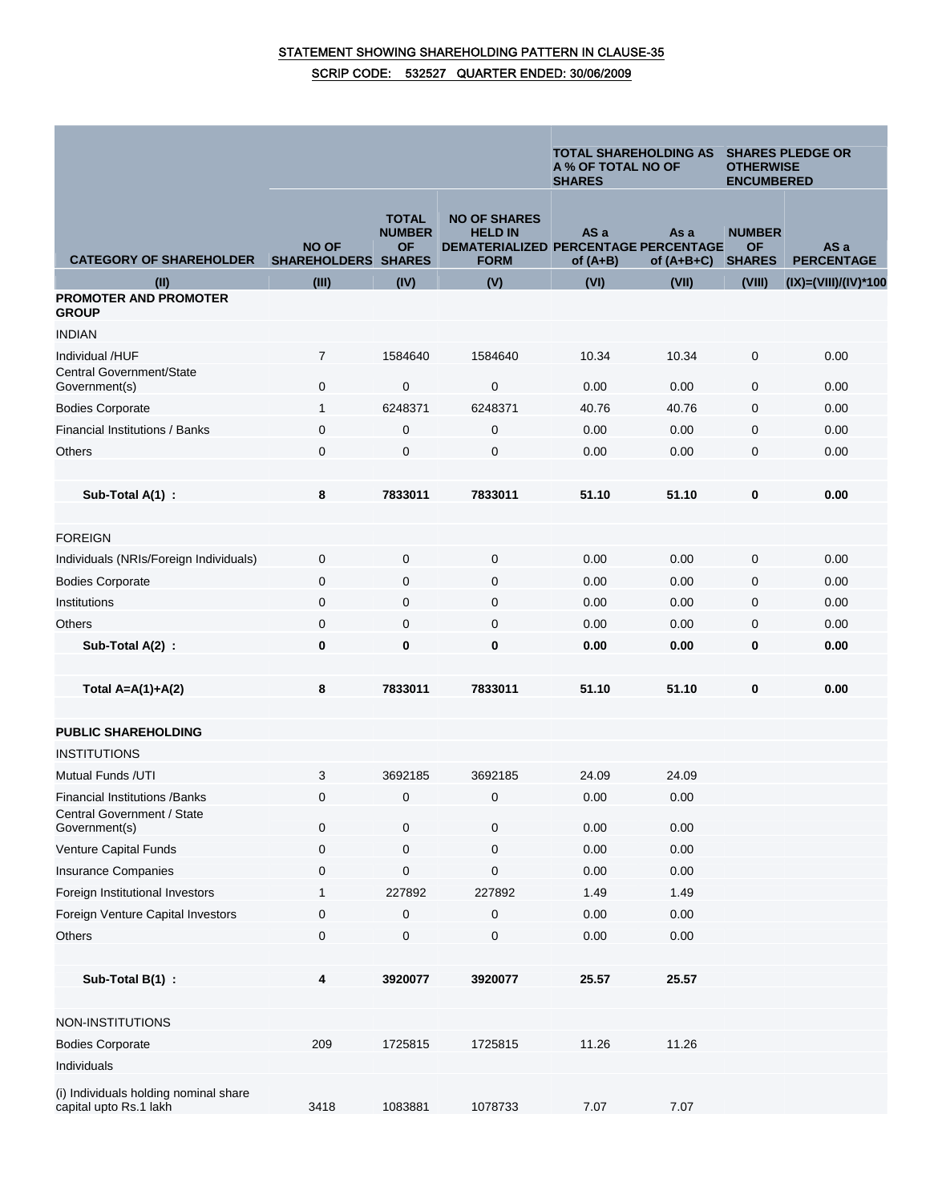STATEMENT SHOWING SHAREHOLDING PATTERN IN CLAUSE-35

SCRIP CODE: 532527 QUARTER ENDED: 30/06/2009

| | | | | TOTAL SHAREHOLDING AS A % OF TOTAL NO OF SHARES | | SHARES PLEDGE OR OTHERWISE ENCUMBERED | |
|---|---|---|---|---|---|---|---|
| **CATEGORY OF SHAREHOLDER** | **NO OF SHAREHOLDERS** | **TOTAL NUMBER OF SHARES** | **NO OF SHARES HELD IN DEMATERIALIZED FORM** | **AS a PERCENTAGE of (A+B)** | **As a PERCENTAGE of (A+B+C)** | **NUMBER OF SHARES** | **AS a PERCENTAGE** |
| **(II)** | **(III)** | **(IV)** | **(V)** | **(VI)** | **(VII)** | **(VIII)** | **(IX)=(VIII)/(IV)*100** |
| **PROMOTER AND PROMOTER GROUP** | | | | | | | |
| INDIAN | | | | | | | |
| Individual /HUF | 7 | 1584640 | 1584640 | 10.34 | 10.34 | 0 | 0.00 |
| Central Government/State Government(s) | 0 | 0 | 0 | 0.00 | 0.00 | 0 | 0.00 |
| Bodies Corporate | 1 | 6248371 | 6248371 | 40.76 | 40.76 | 0 | 0.00 |
| Financial Institutions / Banks | 0 | 0 | 0 | 0.00 | 0.00 | 0 | 0.00 |
| Others | 0 | 0 | 0 | 0.00 | 0.00 | 0 | 0.00 |
| **Sub-Total A(1) :** | **8** | **7833011** | **7833011** | **51.10** | **51.10** | **0** | **0.00** |
| FOREIGN | | | | | | | |
| Individuals (NRIs/Foreign Individuals) | 0 | 0 | 0 | 0.00 | 0.00 | 0 | 0.00 |
| Bodies Corporate | 0 | 0 | 0 | 0.00 | 0.00 | 0 | 0.00 |
| Institutions | 0 | 0 | 0 | 0.00 | 0.00 | 0 | 0.00 |
| Others | 0 | 0 | 0 | 0.00 | 0.00 | 0 | 0.00 |
| **Sub-Total A(2) :** | **0** | **0** | **0** | **0.00** | **0.00** | **0** | **0.00** |
| **Total A=A(1)+A(2)** | **8** | **7833011** | **7833011** | **51.10** | **51.10** | **0** | **0.00** |
| **PUBLIC SHAREHOLDING** | | | | | | | |
| INSTITUTIONS | | | | | | | |
| Mutual Funds /UTI | 3 | 3692185 | 3692185 | 24.09 | 24.09 | | |
| Financial Institutions /Banks | 0 | 0 | 0 | 0.00 | 0.00 | | |
| Central Government / State Government(s) | 0 | 0 | 0 | 0.00 | 0.00 | | |
| Venture Capital Funds | 0 | 0 | 0 | 0.00 | 0.00 | | |
| Insurance Companies | 0 | 0 | 0 | 0.00 | 0.00 | | |
| Foreign Institutional Investors | 1 | 227892 | 227892 | 1.49 | 1.49 | | |
| Foreign Venture Capital Investors | 0 | 0 | 0 | 0.00 | 0.00 | | |
| Others | 0 | 0 | 0 | 0.00 | 0.00 | | |
| **Sub-Total B(1) :** | **4** | **3920077** | **3920077** | **25.57** | **25.57** | | |
| NON-INSTITUTIONS | | | | | | | |
| Bodies Corporate | 209 | 1725815 | 1725815 | 11.26 | 11.26 | | |
| Individuals | | | | | | | |
| (i) Individuals holding nominal share capital upto Rs.1 lakh | 3418 | 1083881 | 1078733 | 7.07 | 7.07 | | |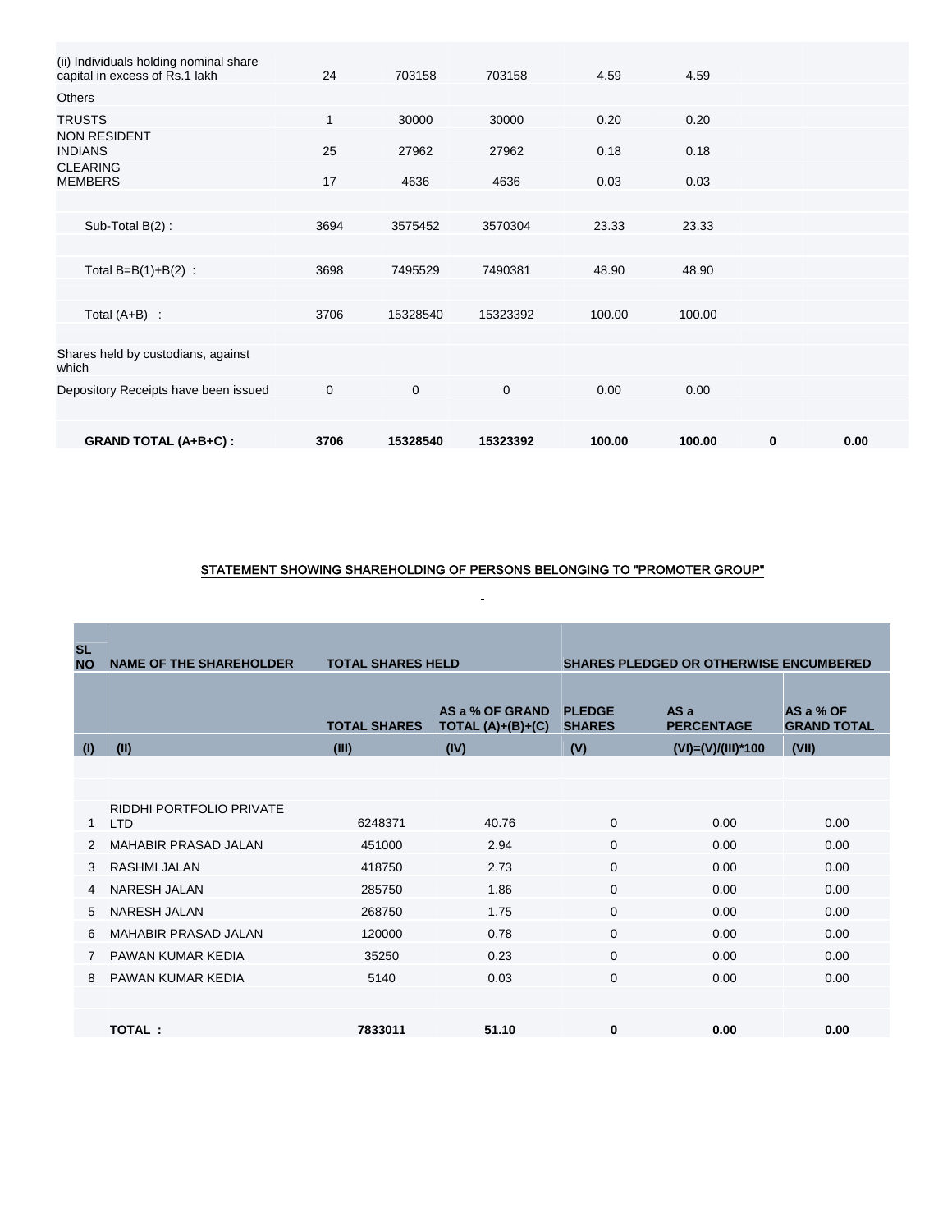| | | | | | | | |
|---|---|---|---|---|---|---|---|
| (ii) Individuals holding nominal share capital in excess of Rs.1 lakh | 24 | 703158 | 703158 | 4.59 | 4.59 | | |
| Others | | | | | | | |
| TRUSTS | 1 | 30000 | 30000 | 0.20 | 0.20 | | |
| NON RESIDENT INDIANS | 25 | 27962 | 27962 | 0.18 | 0.18 | | |
| CLEARING MEMBERS | 17 | 4636 | 4636 | 0.03 | 0.03 | | |
| Sub-Total B(2) : | 3694 | 3575452 | 3570304 | 23.33 | 23.33 | | |
| Total B=B(1)+B(2) : | 3698 | 7495529 | 7490381 | 48.90 | 48.90 | | |
| Total (A+B) : | 3706 | 15328540 | 15323392 | 100.00 | 100.00 | | |
| Shares held by custodians, against which Depository Receipts have been issued | 0 | 0 | 0 | 0.00 | 0.00 | | |
| **GRAND TOTAL (A+B+C) :** | **3706** | **15328540** | **15323392** | **100.00** | **100.00** | **0** | **0.00** |

## STATEMENT SHOWING SHAREHOLDING OF PERSONS BELONGING TO "PROMOTER GROUP"

| SL NO | NAME OF THE SHAREHOLDER | TOTAL SHARES HELD | | SHARES PLEDGED OR OTHERWISE ENCUMBERED | | |
|---|---|---|---|---|---|---|
| | | TOTAL SHARES | AS a % OF GRAND TOTAL (A)+(B)+(C) | PLEDGE SHARES | AS a PERCENTAGE | AS a % OF GRAND TOTAL |
| (I) | (II) | (III) | (IV) | (V) | (VI)=(V)/(III)*100 | (VII) |
| 1 | RIDDHI PORTFOLIO PRIVATE LTD | 6248371 | 40.76 | 0 | 0.00 | 0.00 |
| 2 | MAHABIR PRASAD JALAN | 451000 | 2.94 | 0 | 0.00 | 0.00 |
| 3 | RASHMI JALAN | 418750 | 2.73 | 0 | 0.00 | 0.00 |
| 4 | NARESH JALAN | 285750 | 1.86 | 0 | 0.00 | 0.00 |
| 5 | NARESH JALAN | 268750 | 1.75 | 0 | 0.00 | 0.00 |
| 6 | MAHABIR PRASAD JALAN | 120000 | 0.78 | 0 | 0.00 | 0.00 |
| 7 | PAWAN KUMAR KEDIA | 35250 | 0.23 | 0 | 0.00 | 0.00 |
| 8 | PAWAN KUMAR KEDIA | 5140 | 0.03 | 0 | 0.00 | 0.00 |
| | **TOTAL :** | **7833011** | **51.10** | **0** | **0.00** | **0.00** |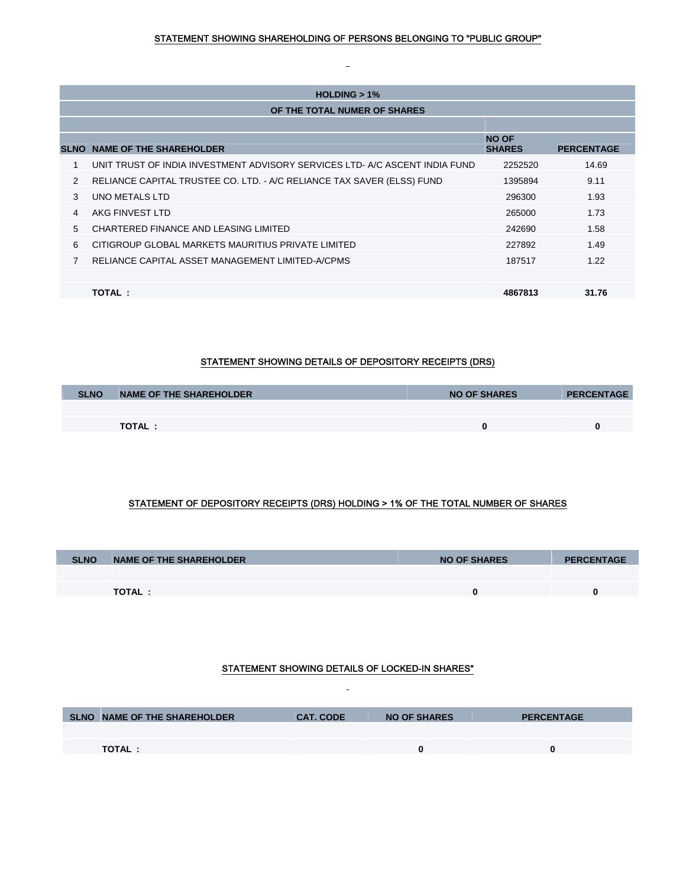## STATEMENT SHOWING SHAREHOLDING OF PERSONS BELONGING TO "PUBLIC GROUP"

| HOLDING > 1% | | | |
|---|---|---|---|
| OF THE TOTAL NUMER OF SHARES | | | |
| SLNO | NAME OF THE SHAREHOLDER | NO OF SHARES | PERCENTAGE |
| 1 | UNIT TRUST OF INDIA INVESTMENT ADVISORY SERVICES LTD- A/C ASCENT INDIA FUND | 2252520 | 14.69 |
| 2 | RELIANCE CAPITAL TRUSTEE CO. LTD. - A/C RELIANCE TAX SAVER (ELSS) FUND | 1395894 | 9.11 |
| 3 | UNO METALS LTD | 296300 | 1.93 |
| 4 | AKG FINVEST LTD | 265000 | 1.73 |
| 5 | CHARTERED FINANCE AND LEASING LIMITED | 242690 | 1.58 |
| 6 | CITIGROUP GLOBAL MARKETS MAURITIUS PRIVATE LIMITED | 227892 | 1.49 |
| 7 | RELIANCE CAPITAL ASSET MANAGEMENT LIMITED-A/CPMS | 187517 | 1.22 |
| | | | |
| | **TOTAL :** | **4867813** | **31.76** |

## STATEMENT SHOWING DETAILS OF DEPOSITORY RECEIPTS (DRS)

| SLNO | NAME OF THE SHAREHOLDER | NO OF SHARES | PERCENTAGE |
|---|---|---|---|
| | | | |
| | **TOTAL :** | **0** | **0** |

## STATEMENT OF DEPOSITORY RECEIPTS (DRS) HOLDING > 1% OF THE TOTAL NUMBER OF SHARES

| SLNO | NAME OF THE SHAREHOLDER | NO OF SHARES | PERCENTAGE |
|---|---|---|---|
| | | | |
| | **TOTAL :** | **0** | **0** |

## STATEMENT SHOWING DETAILS OF LOCKED-IN SHARES"

| SLNO | NAME OF THE SHAREHOLDER | CAT. CODE | NO OF SHARES | PERCENTAGE |
|---|---|---|---|---|
| | | | | |
| | **TOTAL :** | | **0** | **0** |